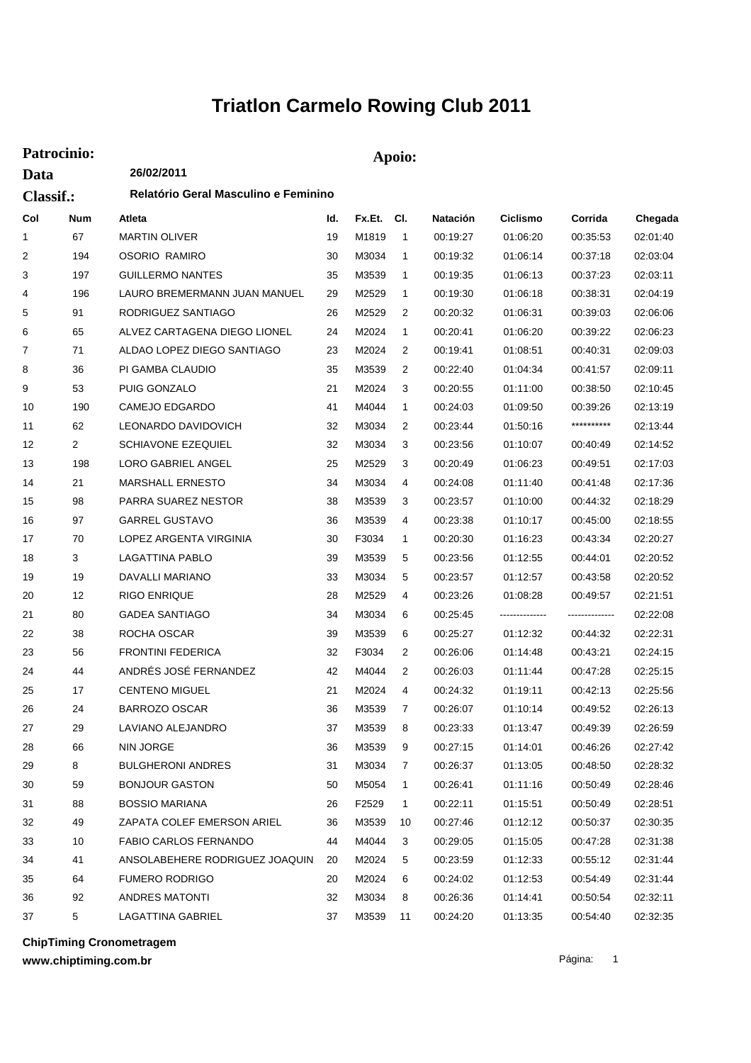# Triatlon Carmelo Rowing Club 2011

**Patrocinio:** **Apoio:**

**Data** **26/02/2011**

**Classif.:** **Relatório Geral Masculino e Feminino**

| Col | Num | Atleta | Id. | Fx.Et. | Cl. | Natación | Ciclismo | Corrida | Chegada |
|---|---|---|---|---|---|---|---|---|---|
| 1 | 67 | MARTIN OLIVER | 19 | M1819 | 1 | 00:19:27 | 01:06:20 | 00:35:53 | 02:01:40 |
| 2 | 194 | OSORIO RAMIRO | 30 | M3034 | 1 | 00:19:32 | 01:06:14 | 00:37:18 | 02:03:04 |
| 3 | 197 | GUILLERMO NANTES | 35 | M3539 | 1 | 00:19:35 | 01:06:13 | 00:37:23 | 02:03:11 |
| 4 | 196 | LAURO BREMERMANN JUAN MANUEL | 29 | M2529 | 1 | 00:19:30 | 01:06:18 | 00:38:31 | 02:04:19 |
| 5 | 91 | RODRIGUEZ SANTIAGO | 26 | M2529 | 2 | 00:20:32 | 01:06:31 | 00:39:03 | 02:06:06 |
| 6 | 65 | ALVEZ CARTAGENA DIEGO LIONEL | 24 | M2024 | 1 | 00:20:41 | 01:06:20 | 00:39:22 | 02:06:23 |
| 7 | 71 | ALDAO LOPEZ DIEGO SANTIAGO | 23 | M2024 | 2 | 00:19:41 | 01:08:51 | 00:40:31 | 02:09:03 |
| 8 | 36 | PI GAMBA CLAUDIO | 35 | M3539 | 2 | 00:22:40 | 01:04:34 | 00:41:57 | 02:09:11 |
| 9 | 53 | PUIG GONZALO | 21 | M2024 | 3 | 00:20:55 | 01:11:00 | 00:38:50 | 02:10:45 |
| 10 | 190 | CAMEJO EDGARDO | 41 | M4044 | 1 | 00:24:03 | 01:09:50 | 00:39:26 | 02:13:19 |
| 11 | 62 | LEONARDO DAVIDOVICH | 32 | M3034 | 2 | 00:23:44 | 01:50:16 | ********** | 02:13:44 |
| 12 | 2 | SCHIAVONE EZEQUIEL | 32 | M3034 | 3 | 00:23:56 | 01:10:07 | 00:40:49 | 02:14:52 |
| 13 | 198 | LORO GABRIEL ANGEL | 25 | M2529 | 3 | 00:20:49 | 01:06:23 | 00:49:51 | 02:17:03 |
| 14 | 21 | MARSHALL ERNESTO | 34 | M3034 | 4 | 00:24:08 | 01:11:40 | 00:41:48 | 02:17:36 |
| 15 | 98 | PARRA SUAREZ NESTOR | 38 | M3539 | 3 | 00:23:57 | 01:10:00 | 00:44:32 | 02:18:29 |
| 16 | 97 | GARREL GUSTAVO | 36 | M3539 | 4 | 00:23:38 | 01:10:17 | 00:45:00 | 02:18:55 |
| 17 | 70 | LOPEZ ARGENTA VIRGINIA | 30 | F3034 | 1 | 00:20:30 | 01:16:23 | 00:43:34 | 02:20:27 |
| 18 | 3 | LAGATTINA PABLO | 39 | M3539 | 5 | 00:23:56 | 01:12:55 | 00:44:01 | 02:20:52 |
| 19 | 19 | DAVALLI MARIANO | 33 | M3034 | 5 | 00:23:57 | 01:12:57 | 00:43:58 | 02:20:52 |
| 20 | 12 | RIGO ENRIQUE | 28 | M2529 | 4 | 00:23:26 | 01:08:28 | 00:49:57 | 02:21:51 |
| 21 | 80 | GADEA SANTIAGO | 34 | M3034 | 6 | 00:25:45 | -------------- | -------------- | 02:22:08 |
| 22 | 38 | ROCHA OSCAR | 39 | M3539 | 6 | 00:25:27 | 01:12:32 | 00:44:32 | 02:22:31 |
| 23 | 56 | FRONTINI FEDERICA | 32 | F3034 | 2 | 00:26:06 | 01:14:48 | 00:43:21 | 02:24:15 |
| 24 | 44 | ANDRÉS JOSÉ FERNANDEZ | 42 | M4044 | 2 | 00:26:03 | 01:11:44 | 00:47:28 | 02:25:15 |
| 25 | 17 | CENTENO MIGUEL | 21 | M2024 | 4 | 00:24:32 | 01:19:11 | 00:42:13 | 02:25:56 |
| 26 | 24 | BARROZO OSCAR | 36 | M3539 | 7 | 00:26:07 | 01:10:14 | 00:49:52 | 02:26:13 |
| 27 | 29 | LAVIANO ALEJANDRO | 37 | M3539 | 8 | 00:23:33 | 01:13:47 | 00:49:39 | 02:26:59 |
| 28 | 66 | NIN JORGE | 36 | M3539 | 9 | 00:27:15 | 01:14:01 | 00:46:26 | 02:27:42 |
| 29 | 8 | BULGHERONI ANDRES | 31 | M3034 | 7 | 00:26:37 | 01:13:05 | 00:48:50 | 02:28:32 |
| 30 | 59 | BONJOUR GASTON | 50 | M5054 | 1 | 00:26:41 | 01:11:16 | 00:50:49 | 02:28:46 |
| 31 | 88 | BOSSIO MARIANA | 26 | F2529 | 1 | 00:22:11 | 01:15:51 | 00:50:49 | 02:28:51 |
| 32 | 49 | ZAPATA COLEF EMERSON ARIEL | 36 | M3539 | 10 | 00:27:46 | 01:12:12 | 00:50:37 | 02:30:35 |
| 33 | 10 | FABIO CARLOS FERNANDO | 44 | M4044 | 3 | 00:29:05 | 01:15:05 | 00:47:28 | 02:31:38 |
| 34 | 41 | ANSOLABEHERE RODRIGUEZ JOAQUIN | 20 | M2024 | 5 | 00:23:59 | 01:12:33 | 00:55:12 | 02:31:44 |
| 35 | 64 | FUMERO RODRIGO | 20 | M2024 | 6 | 00:24:02 | 01:12:53 | 00:54:49 | 02:31:44 |
| 36 | 92 | ANDRES MATONTI | 32 | M3034 | 8 | 00:26:36 | 01:14:41 | 00:50:54 | 02:32:11 |
| 37 | 5 | LAGATTINA GABRIEL | 37 | M3539 | 11 | 00:24:20 | 01:13:35 | 00:54:40 | 02:32:35 |

**ChipTiming Cronometragem**
**www.chiptiming.com.br**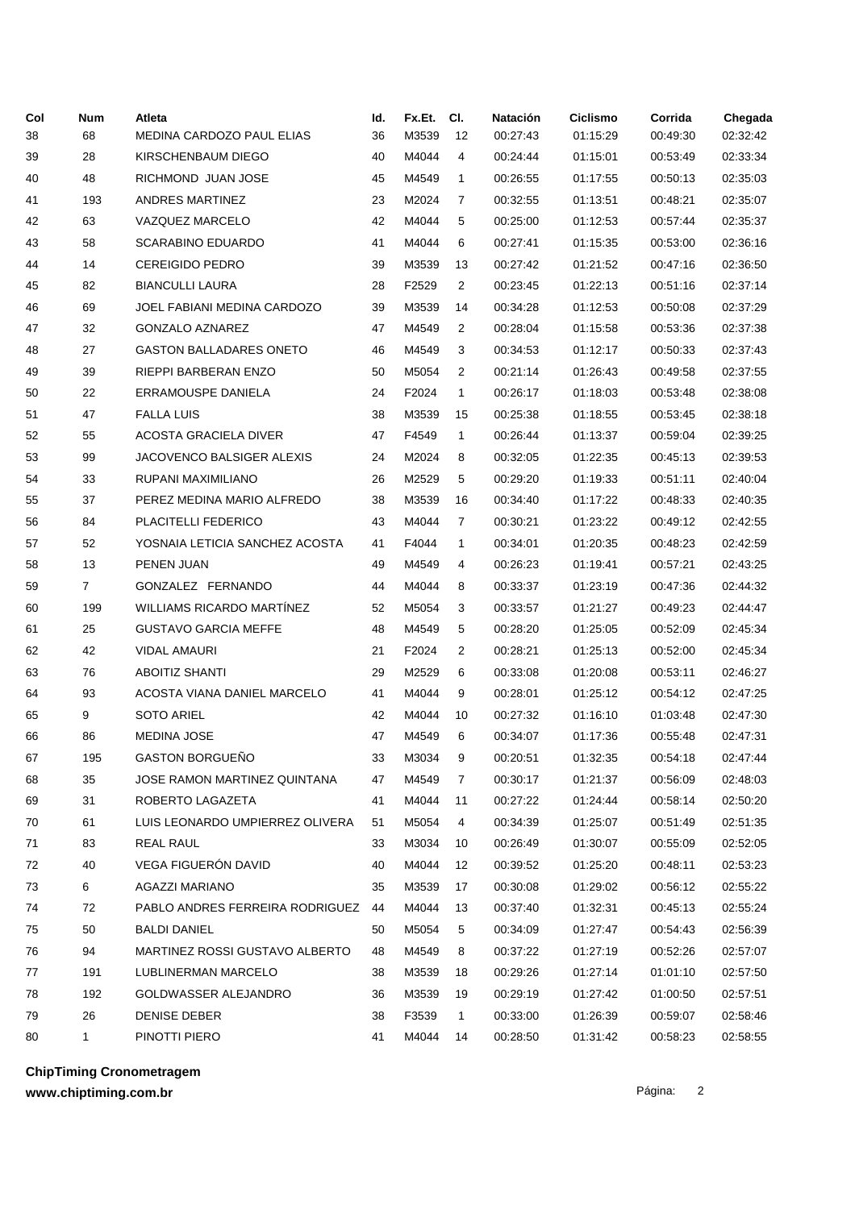| Col | Num | Atleta | Id. | Fx.Et. | Cl. | Natación | Ciclismo | Corrida | Chegada |
|---|---|---|---|---|---|---|---|---|---|
| 38 | 68 | MEDINA CARDOZO PAUL ELIAS | 36 | M3539 | 12 | 00:27:43 | 01:15:29 | 00:49:30 | 02:32:42 |
| 39 | 28 | KIRSCHENBAUM DIEGO | 40 | M4044 | 4 | 00:24:44 | 01:15:01 | 00:53:49 | 02:33:34 |
| 40 | 48 | RICHMOND JUAN JOSE | 45 | M4549 | 1 | 00:26:55 | 01:17:55 | 00:50:13 | 02:35:03 |
| 41 | 193 | ANDRES MARTINEZ | 23 | M2024 | 7 | 00:32:55 | 01:13:51 | 00:48:21 | 02:35:07 |
| 42 | 63 | VAZQUEZ MARCELO | 42 | M4044 | 5 | 00:25:00 | 01:12:53 | 00:57:44 | 02:35:37 |
| 43 | 58 | SCARABINO EDUARDO | 41 | M4044 | 6 | 00:27:41 | 01:15:35 | 00:53:00 | 02:36:16 |
| 44 | 14 | CEREIGIDO PEDRO | 39 | M3539 | 13 | 00:27:42 | 01:21:52 | 00:47:16 | 02:36:50 |
| 45 | 82 | BIANCULLI LAURA | 28 | F2529 | 2 | 00:23:45 | 01:22:13 | 00:51:16 | 02:37:14 |
| 46 | 69 | JOEL FABIANI MEDINA CARDOZO | 39 | M3539 | 14 | 00:34:28 | 01:12:53 | 00:50:08 | 02:37:29 |
| 47 | 32 | GONZALO AZNAREZ | 47 | M4549 | 2 | 00:28:04 | 01:15:58 | 00:53:36 | 02:37:38 |
| 48 | 27 | GASTON BALLADARES ONETO | 46 | M4549 | 3 | 00:34:53 | 01:12:17 | 00:50:33 | 02:37:43 |
| 49 | 39 | RIEPPI BARBERAN ENZO | 50 | M5054 | 2 | 00:21:14 | 01:26:43 | 00:49:58 | 02:37:55 |
| 50 | 22 | ERRAMOUSPE DANIELA | 24 | F2024 | 1 | 00:26:17 | 01:18:03 | 00:53:48 | 02:38:08 |
| 51 | 47 | FALLA LUIS | 38 | M3539 | 15 | 00:25:38 | 01:18:55 | 00:53:45 | 02:38:18 |
| 52 | 55 | ACOSTA GRACIELA DIVER | 47 | F4549 | 1 | 00:26:44 | 01:13:37 | 00:59:04 | 02:39:25 |
| 53 | 99 | JACOVENCO BALSIGER ALEXIS | 24 | M2024 | 8 | 00:32:05 | 01:22:35 | 00:45:13 | 02:39:53 |
| 54 | 33 | RUPANI MAXIMILIANO | 26 | M2529 | 5 | 00:29:20 | 01:19:33 | 00:51:11 | 02:40:04 |
| 55 | 37 | PEREZ MEDINA MARIO ALFREDO | 38 | M3539 | 16 | 00:34:40 | 01:17:22 | 00:48:33 | 02:40:35 |
| 56 | 84 | PLACITELLI FEDERICO | 43 | M4044 | 7 | 00:30:21 | 01:23:22 | 00:49:12 | 02:42:55 |
| 57 | 52 | YOSNAIA LETICIA SANCHEZ ACOSTA | 41 | F4044 | 1 | 00:34:01 | 01:20:35 | 00:48:23 | 02:42:59 |
| 58 | 13 | PENEN JUAN | 49 | M4549 | 4 | 00:26:23 | 01:19:41 | 00:57:21 | 02:43:25 |
| 59 | 7 | GONZALEZ FERNANDO | 44 | M4044 | 8 | 00:33:37 | 01:23:19 | 00:47:36 | 02:44:32 |
| 60 | 199 | WILLIAMS RICARDO MARTÍNEZ | 52 | M5054 | 3 | 00:33:57 | 01:21:27 | 00:49:23 | 02:44:47 |
| 61 | 25 | GUSTAVO GARCIA MEFFE | 48 | M4549 | 5 | 00:28:20 | 01:25:05 | 00:52:09 | 02:45:34 |
| 62 | 42 | VIDAL AMAURI | 21 | F2024 | 2 | 00:28:21 | 01:25:13 | 00:52:00 | 02:45:34 |
| 63 | 76 | ABOITIZ SHANTI | 29 | M2529 | 6 | 00:33:08 | 01:20:08 | 00:53:11 | 02:46:27 |
| 64 | 93 | ACOSTA VIANA DANIEL MARCELO | 41 | M4044 | 9 | 00:28:01 | 01:25:12 | 00:54:12 | 02:47:25 |
| 65 | 9 | SOTO ARIEL | 42 | M4044 | 10 | 00:27:32 | 01:16:10 | 01:03:48 | 02:47:30 |
| 66 | 86 | MEDINA JOSE | 47 | M4549 | 6 | 00:34:07 | 01:17:36 | 00:55:48 | 02:47:31 |
| 67 | 195 | GASTON BORGUEÑO | 33 | M3034 | 9 | 00:20:51 | 01:32:35 | 00:54:18 | 02:47:44 |
| 68 | 35 | JOSE RAMON MARTINEZ QUINTANA | 47 | M4549 | 7 | 00:30:17 | 01:21:37 | 00:56:09 | 02:48:03 |
| 69 | 31 | ROBERTO LAGAZETA | 41 | M4044 | 11 | 00:27:22 | 01:24:44 | 00:58:14 | 02:50:20 |
| 70 | 61 | LUIS LEONARDO UMPIERREZ OLIVERA | 51 | M5054 | 4 | 00:34:39 | 01:25:07 | 00:51:49 | 02:51:35 |
| 71 | 83 | REAL RAUL | 33 | M3034 | 10 | 00:26:49 | 01:30:07 | 00:55:09 | 02:52:05 |
| 72 | 40 | VEGA FIGUERÓN DAVID | 40 | M4044 | 12 | 00:39:52 | 01:25:20 | 00:48:11 | 02:53:23 |
| 73 | 6 | AGAZZI MARIANO | 35 | M3539 | 17 | 00:30:08 | 01:29:02 | 00:56:12 | 02:55:22 |
| 74 | 72 | PABLO ANDRES FERREIRA RODRIGUEZ | 44 | M4044 | 13 | 00:37:40 | 01:32:31 | 00:45:13 | 02:55:24 |
| 75 | 50 | BALDI DANIEL | 50 | M5054 | 5 | 00:34:09 | 01:27:47 | 00:54:43 | 02:56:39 |
| 76 | 94 | MARTINEZ ROSSI GUSTAVO ALBERTO | 48 | M4549 | 8 | 00:37:22 | 01:27:19 | 00:52:26 | 02:57:07 |
| 77 | 191 | LUBLINERMAN MARCELO | 38 | M3539 | 18 | 00:29:26 | 01:27:14 | 01:01:10 | 02:57:50 |
| 78 | 192 | GOLDWASSER ALEJANDRO | 36 | M3539 | 19 | 00:29:19 | 01:27:42 | 01:00:50 | 02:57:51 |
| 79 | 26 | DENISE DEBER | 38 | F3539 | 1 | 00:33:00 | 01:26:39 | 00:59:07 | 02:58:46 |
| 80 | 1 | PINOTTI PIERO | 41 | M4044 | 14 | 00:28:50 | 01:31:42 | 00:58:23 | 02:58:55 |

**ChipTiming Cronometragem**
**www.chiptiming.com.br**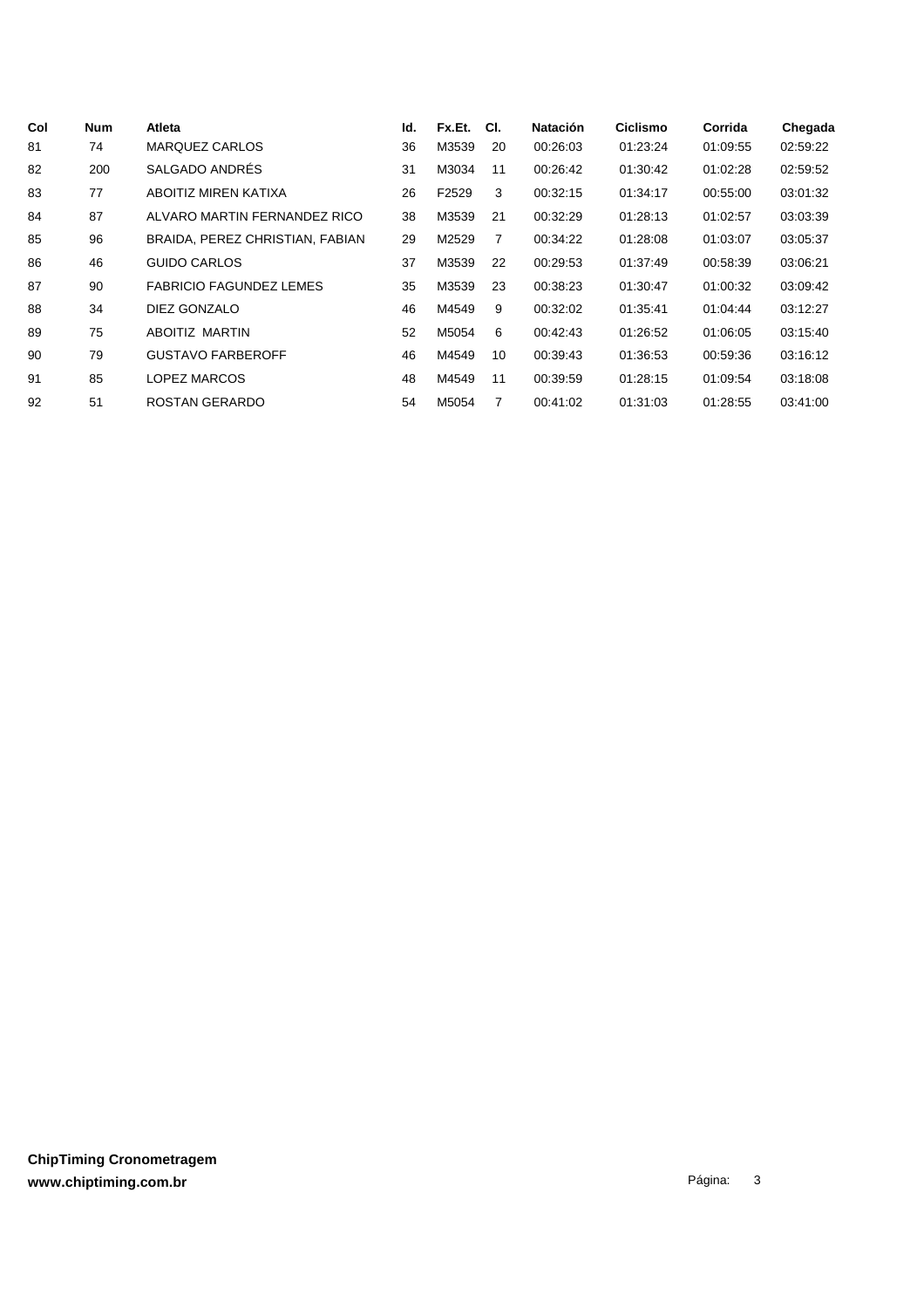| Col | Num | Atleta | Id. | Fx.Et. | Cl. | Natación | Ciclismo | Corrida | Chegada |
|---|---|---|---|---|---|---|---|---|---|
| 81 | 74 | MARQUEZ CARLOS | 36 | M3539 | 20 | 00:26:03 | 01:23:24 | 01:09:55 | 02:59:22 |
| 82 | 200 | SALGADO ANDRÉS | 31 | M3034 | 11 | 00:26:42 | 01:30:42 | 01:02:28 | 02:59:52 |
| 83 | 77 | ABOITIZ MIREN KATIXA | 26 | F2529 | 3 | 00:32:15 | 01:34:17 | 00:55:00 | 03:01:32 |
| 84 | 87 | ALVARO MARTIN FERNANDEZ RICO | 38 | M3539 | 21 | 00:32:29 | 01:28:13 | 01:02:57 | 03:03:39 |
| 85 | 96 | BRAIDA, PEREZ CHRISTIAN, FABIAN | 29 | M2529 | 7 | 00:34:22 | 01:28:08 | 01:03:07 | 03:05:37 |
| 86 | 46 | GUIDO CARLOS | 37 | M3539 | 22 | 00:29:53 | 01:37:49 | 00:58:39 | 03:06:21 |
| 87 | 90 | FABRICIO FAGUNDEZ LEMES | 35 | M3539 | 23 | 00:38:23 | 01:30:47 | 01:00:32 | 03:09:42 |
| 88 | 34 | DIEZ GONZALO | 46 | M4549 | 9 | 00:32:02 | 01:35:41 | 01:04:44 | 03:12:27 |
| 89 | 75 | ABOITIZ MARTIN | 52 | M5054 | 6 | 00:42:43 | 01:26:52 | 01:06:05 | 03:15:40 |
| 90 | 79 | GUSTAVO FARBEROFF | 46 | M4549 | 10 | 00:39:43 | 01:36:53 | 00:59:36 | 03:16:12 |
| 91 | 85 | LOPEZ MARCOS | 48 | M4549 | 11 | 00:39:59 | 01:28:15 | 01:09:54 | 03:18:08 |
| 92 | 51 | ROSTAN GERARDO | 54 | M5054 | 7 | 00:41:02 | 01:31:03 | 01:28:55 | 03:41:00 |

**ChipTiming Cronometragem**
**www.chiptiming.com.br**